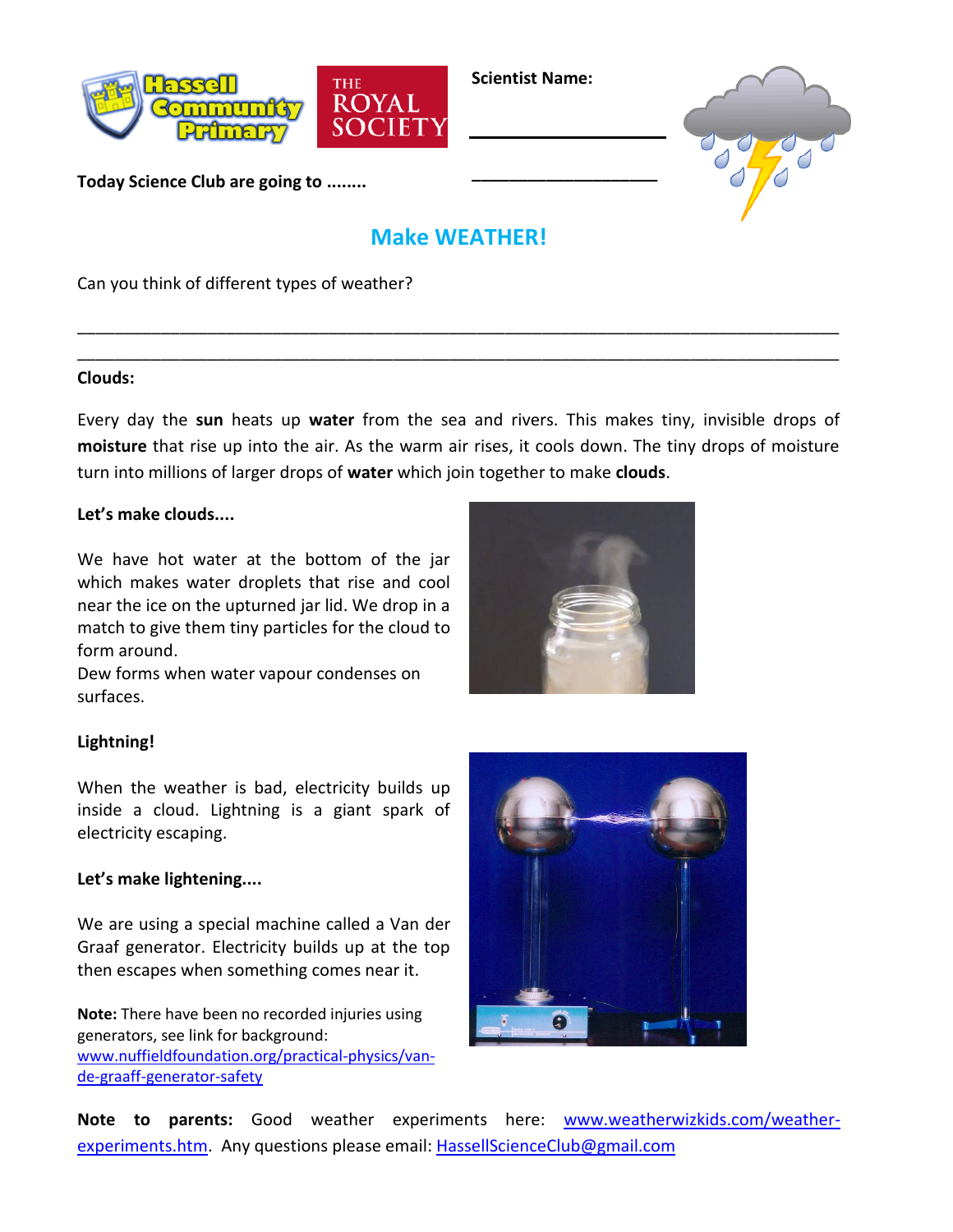Scientist Name:

______________________

______________________

Today Science Club are going to ........

## Make WEATHER!

Can you think of different types of weather?

_______________________________________________________________________________

_______________________________________________________________________________

**Clouds:**

Every day the **sun** heats up **water** from the sea and rivers. This makes tiny, invisible drops of **moisture** that rise up into the air. As the warm air rises, it cools down. The tiny drops of moisture turn into millions of larger drops of **water** which join together to make **clouds**.

**Let's make clouds....**

We have hot water at the bottom of the jar which makes water droplets that rise and cool near the ice on the upturned jar lid. We drop in a match to give them tiny particles for the cloud to form around.
Dew forms when water vapour condenses on surfaces.

**Lightning!**

When the weather is bad, electricity builds up inside a cloud. Lightning is a giant spark of electricity escaping.

**Let's make lightening....**

We are using a special machine called a Van der Graaf generator. Electricity builds up at the top then escapes when something comes near it.

**Note:** There have been no recorded injuries using generators, see link for background: www.nuffieldfoundation.org/practical-physics/van-de-graaff-generator-safety

**Note to parents:** Good weather experiments here: www.weatherwizkids.com/weather-experiments.htm. Any questions please email: HassellScienceClub@gmail.com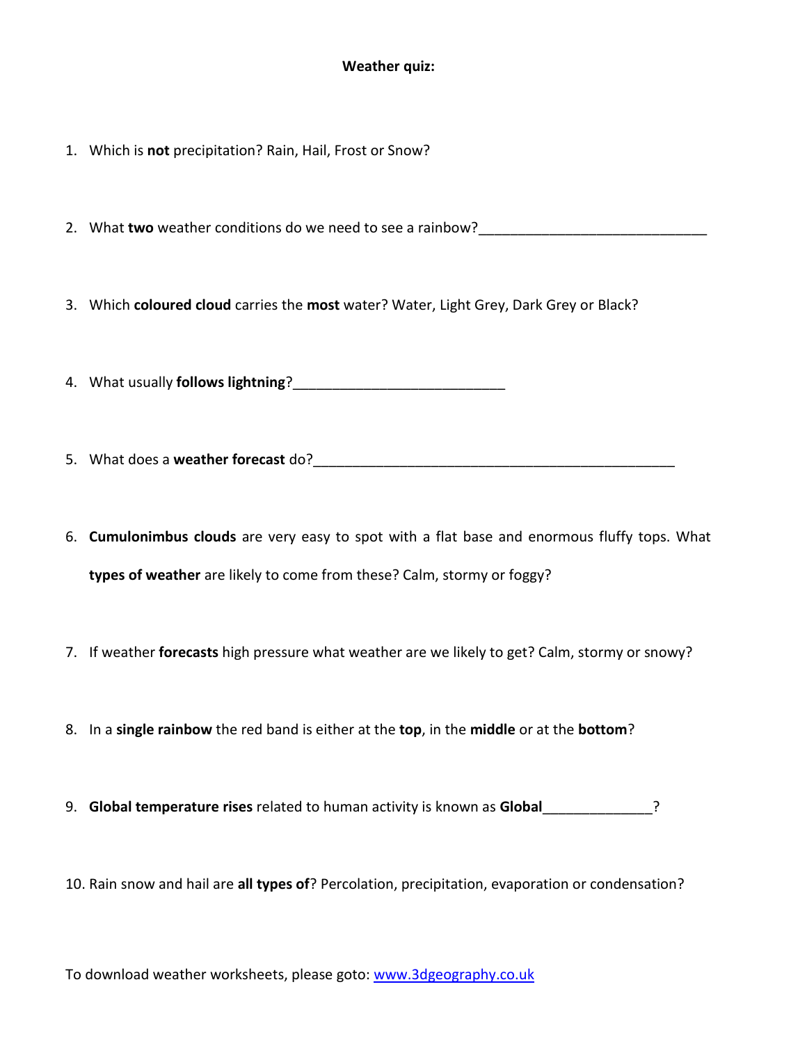**Weather quiz:**

1. Which is **not** precipitation? Rain, Hail, Frost or Snow?

2. What **two** weather conditions do we need to see a rainbow?_____________________________

3. Which **coloured cloud** carries the **most** water? Water, Light Grey, Dark Grey or Black?

4. What usually **follows lightning**?___________________________

5. What does a **weather forecast** do?_______________________________________________

6. **Cumulonimbus clouds** are very easy to spot with a flat base and enormous fluffy tops. What **types of weather** are likely to come from these? Calm, stormy or foggy?

7. If weather **forecasts** high pressure what weather are we likely to get? Calm, stormy or snowy?

8. In a **single rainbow** the red band is either at the **top**, in the **middle** or at the **bottom**?

9. **Global temperature rises** related to human activity is known as **Global**______________?

10. Rain snow and hail are **all types of**? Percolation, precipitation, evaporation or condensation?

To download weather worksheets, please goto: [www.3dgeography.co.uk](http://www.3dgeography.co.uk)